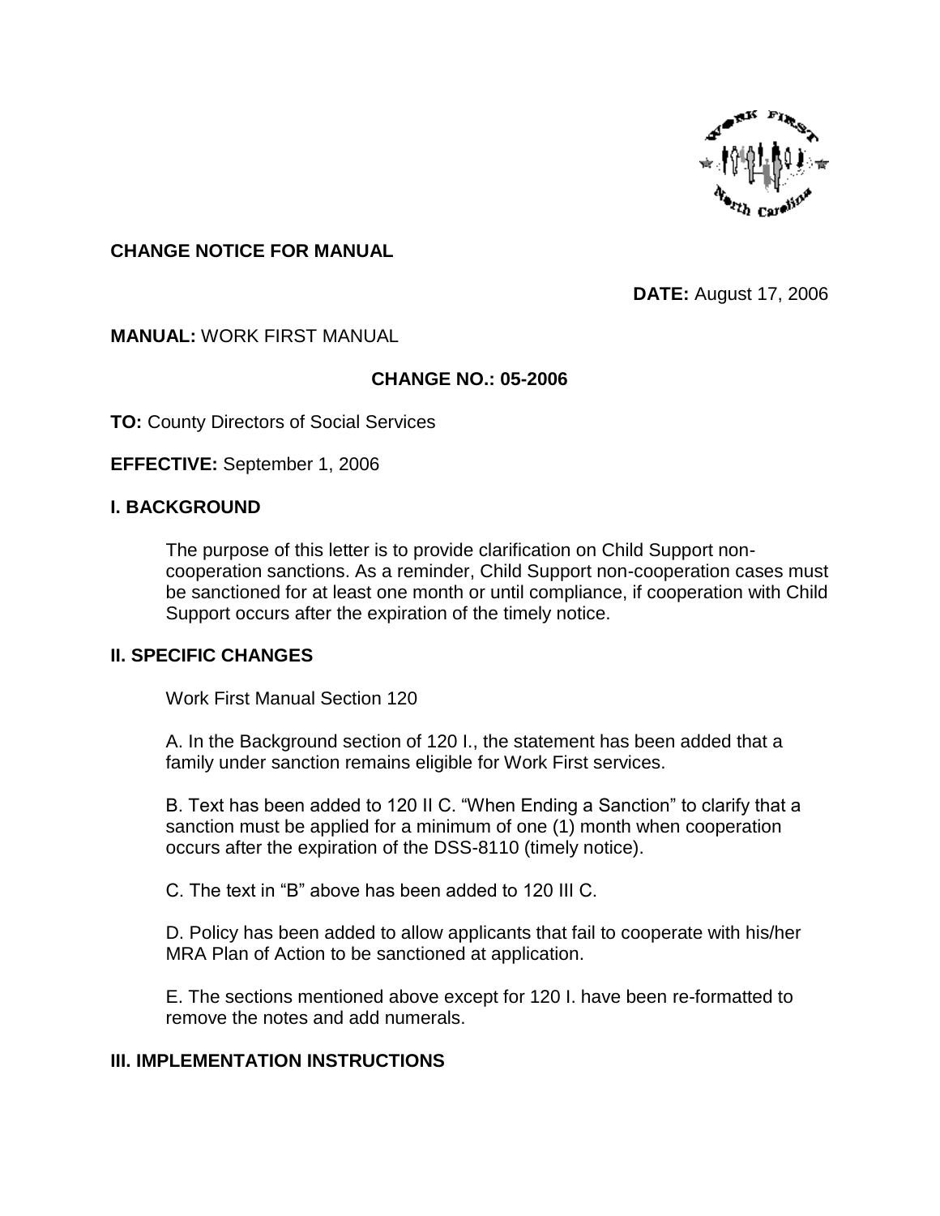**CHANGE NOTICE FOR MANUAL**

**DATE:** August 17, 2006

**MANUAL:** WORK FIRST MANUAL

**CHANGE NO.: 05-2006**

**TO:** County Directors of Social Services

**EFFECTIVE:** September 1, 2006

## I. BACKGROUND

The purpose of this letter is to provide clarification on Child Support non-cooperation sanctions. As a reminder, Child Support non-cooperation cases must be sanctioned for at least one month or until compliance, if cooperation with Child Support occurs after the expiration of the timely notice.

## II. SPECIFIC CHANGES

Work First Manual Section 120

A. In the Background section of 120 I., the statement has been added that a family under sanction remains eligible for Work First services.

B. Text has been added to 120 II C. "When Ending a Sanction" to clarify that a sanction must be applied for a minimum of one (1) month when cooperation occurs after the expiration of the DSS-8110 (timely notice).

C. The text in "B" above has been added to 120 III C.

D. Policy has been added to allow applicants that fail to cooperate with his/her MRA Plan of Action to be sanctioned at application.

E. The sections mentioned above except for 120 I. have been re-formatted to remove the notes and add numerals.

## III. IMPLEMENTATION INSTRUCTIONS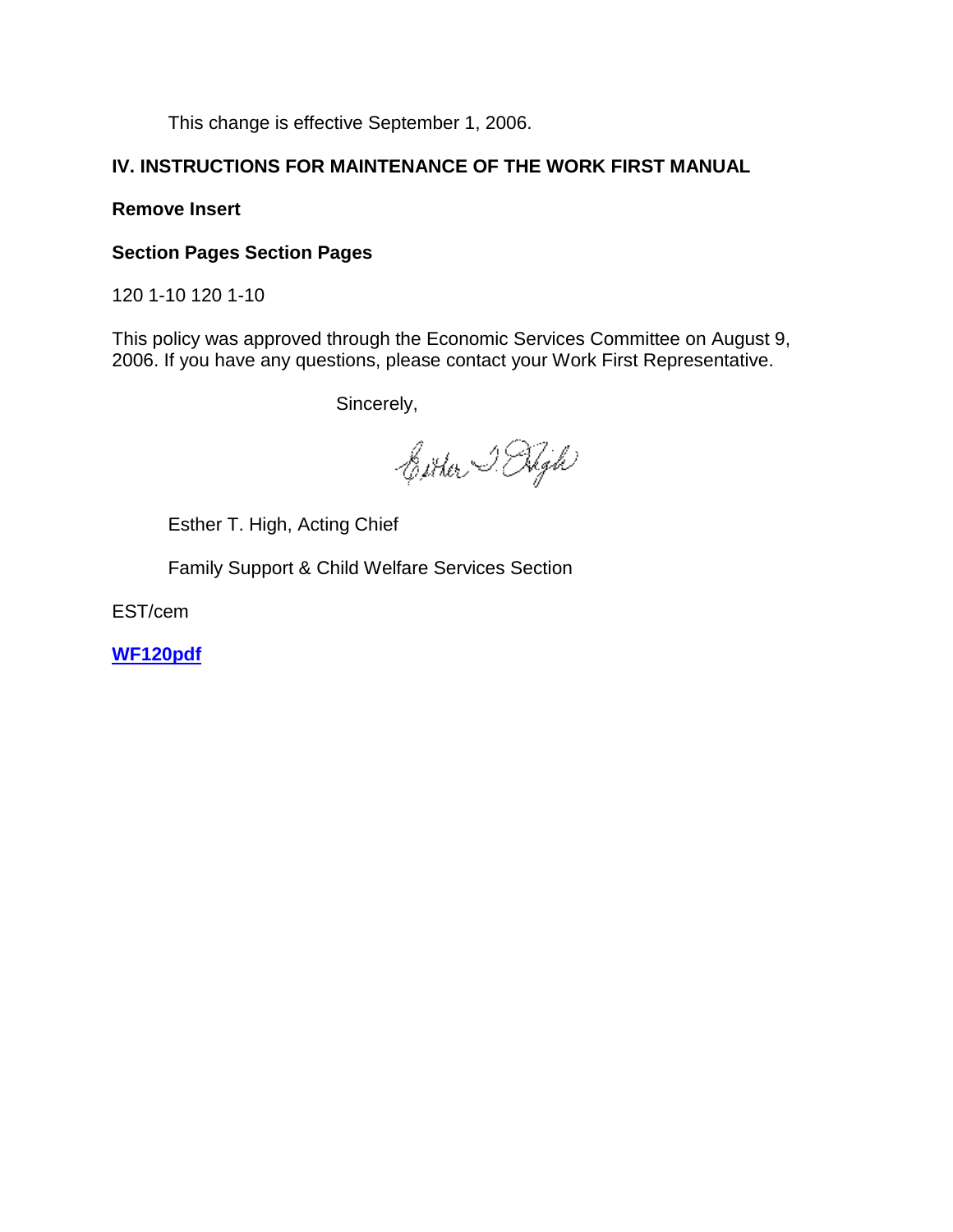This change is effective September 1, 2006.

## IV. INSTRUCTIONS FOR MAINTENANCE OF THE WORK FIRST MANUAL

**Remove Insert**

**Section Pages Section Pages**

120 1-10 120 1-10

This policy was approved through the Economic Services Committee on August 9, 2006. If you have any questions, please contact your Work First Representative.

Sincerely,

Esther T. High, Acting Chief

Family Support & Child Welfare Services Section

EST/cem

**WF120pdf**